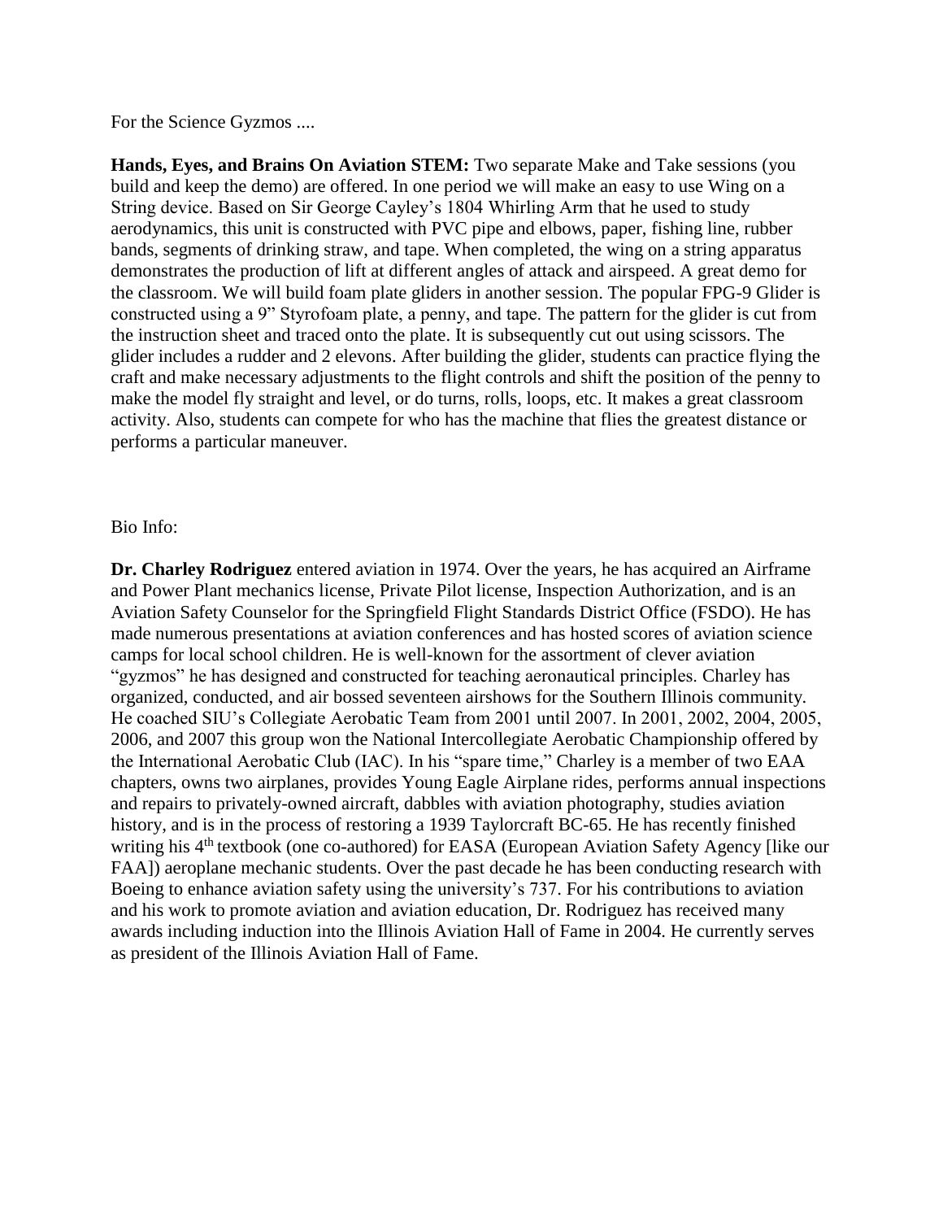For the Science Gyzmos ....

**Hands, Eyes, and Brains On Aviation STEM:** Two separate Make and Take sessions (you build and keep the demo) are offered. In one period we will make an easy to use Wing on a String device. Based on Sir George Cayley's 1804 Whirling Arm that he used to study aerodynamics, this unit is constructed with PVC pipe and elbows, paper, fishing line, rubber bands, segments of drinking straw, and tape. When completed, the wing on a string apparatus demonstrates the production of lift at different angles of attack and airspeed. A great demo for the classroom. We will build foam plate gliders in another session. The popular FPG-9 Glider is constructed using a 9" Styrofoam plate, a penny, and tape. The pattern for the glider is cut from the instruction sheet and traced onto the plate. It is subsequently cut out using scissors. The glider includes a rudder and 2 elevons. After building the glider, students can practice flying the craft and make necessary adjustments to the flight controls and shift the position of the penny to make the model fly straight and level, or do turns, rolls, loops, etc. It makes a great classroom activity. Also, students can compete for who has the machine that flies the greatest distance or performs a particular maneuver.

Bio Info:

**Dr. Charley Rodriguez** entered aviation in 1974. Over the years, he has acquired an Airframe and Power Plant mechanics license, Private Pilot license, Inspection Authorization, and is an Aviation Safety Counselor for the Springfield Flight Standards District Office (FSDO). He has made numerous presentations at aviation conferences and has hosted scores of aviation science camps for local school children. He is well-known for the assortment of clever aviation "gyzmos" he has designed and constructed for teaching aeronautical principles. Charley has organized, conducted, and air bossed seventeen airshows for the Southern Illinois community. He coached SIU's Collegiate Aerobatic Team from 2001 until 2007. In 2001, 2002, 2004, 2005, 2006, and 2007 this group won the National Intercollegiate Aerobatic Championship offered by the International Aerobatic Club (IAC). In his "spare time," Charley is a member of two EAA chapters, owns two airplanes, provides Young Eagle Airplane rides, performs annual inspections and repairs to privately-owned aircraft, dabbles with aviation photography, studies aviation history, and is in the process of restoring a 1939 Taylorcraft BC-65. He has recently finished writing his 4th textbook (one co-authored) for EASA (European Aviation Safety Agency [like our FAA]) aeroplane mechanic students. Over the past decade he has been conducting research with Boeing to enhance aviation safety using the university's 737. For his contributions to aviation and his work to promote aviation and aviation education, Dr. Rodriguez has received many awards including induction into the Illinois Aviation Hall of Fame in 2004. He currently serves as president of the Illinois Aviation Hall of Fame.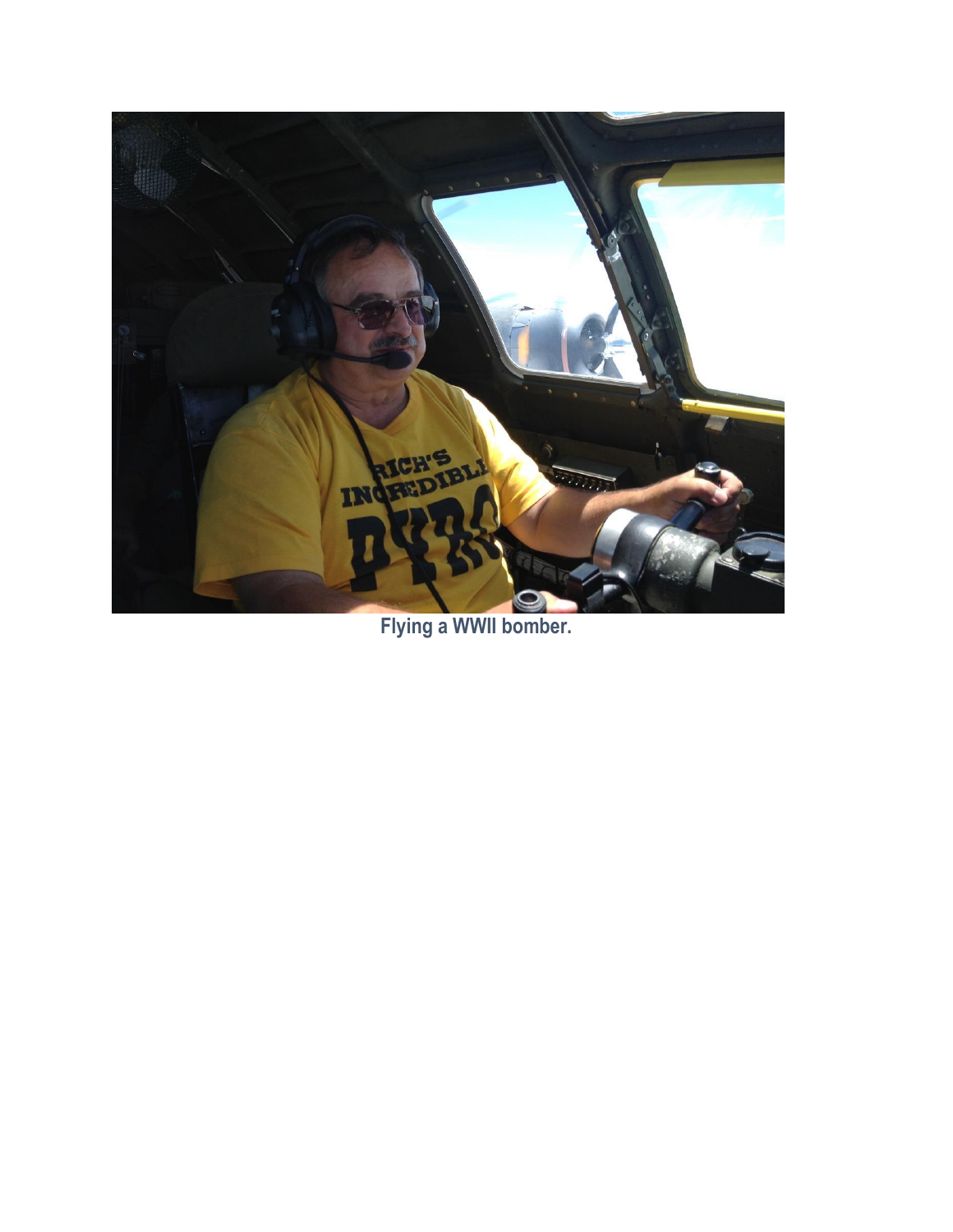**Flying a WWII bomber.**